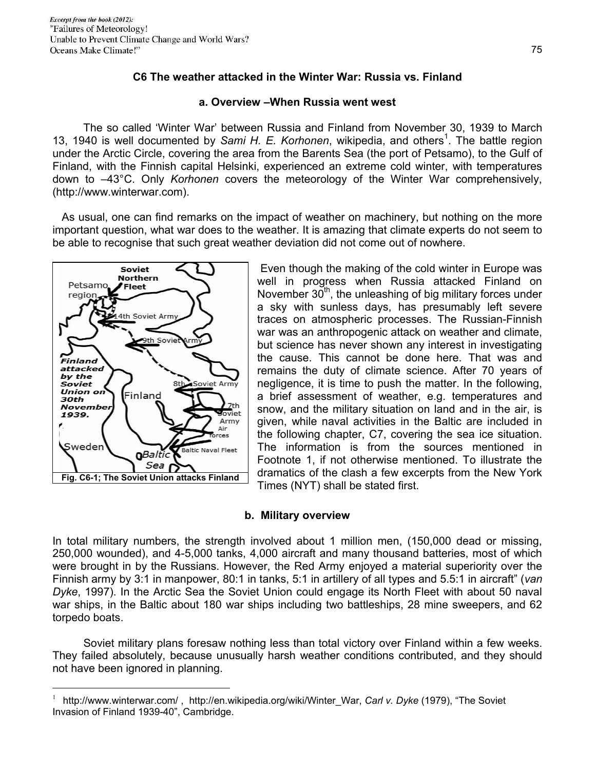## C6 The weather attacked in the Winter War: Russia vs. Finland

### a. Overview –When Russia went west

The so called 'Winter War' between Russia and Finland from November 30, 1939 to March 13, 1940 is well documented by *Sami H. E. Korhonen*, wikipedia, and others[1]. The battle region under the Arctic Circle, covering the area from the Barents Sea (the port of Petsamo), to the Gulf of Finland, with the Finnish capital Helsinki, experienced an extreme cold winter, with temperatures down to –43°C. Only *Korhonen* covers the meteorology of the Winter War comprehensively, (http://www.winterwar.com).

As usual, one can find remarks on the impact of weather on machinery, but nothing on the more important question, what war does to the weather. It is amazing that climate experts do not seem to be able to recognise that such great weather deviation did not come out of nowhere.

**Fig. C6-1; The Soviet Union attacks Finland**

Even though the making of the cold winter in Europe was well in progress when Russia attacked Finland on November 30th, the unleashing of big military forces under a sky with sunless days, has presumably left severe traces on atmospheric processes. The Russian-Finnish war was an anthropogenic attack on weather and climate, but science has never shown any interest in investigating the cause. This cannot be done here. That was and remains the duty of climate science. After 70 years of negligence, it is time to push the matter. In the following, a brief assessment of weather, e.g. temperatures and snow, and the military situation on land and in the air, is given, while naval activities in the Baltic are included in the following chapter, C7, covering the sea ice situation. The information is from the sources mentioned in Footnote 1, if not otherwise mentioned. To illustrate the dramatics of the clash a few excerpts from the New York Times (NYT) shall be stated first.

### b. Military overview

In total military numbers, the strength involved about 1 million men, (150,000 dead or missing, 250,000 wounded), and 4-5,000 tanks, 4,000 aircraft and many thousand batteries, most of which were brought in by the Russians. However, the Red Army enjoyed a material superiority over the Finnish army by 3:1 in manpower, 80:1 in tanks, 5:1 in artillery of all types and 5.5:1 in aircraft" (*van Dyke*, 1997). In the Arctic Sea the Soviet Union could engage its North Fleet with about 50 naval war ships, in the Baltic about 180 war ships including two battleships, 28 mine sweepers, and 62 torpedo boats.

Soviet military plans foresaw nothing less than total victory over Finland within a few weeks. They failed absolutely, because unusually harsh weather conditions contributed, and they should not have been ignored in planning.

---

[1] http://www.winterwar.com/ , http://en.wikipedia.org/wiki/Winter_War, *Carl v. Dyke* (1979), "The Soviet Invasion of Finland 1939-40", Cambridge.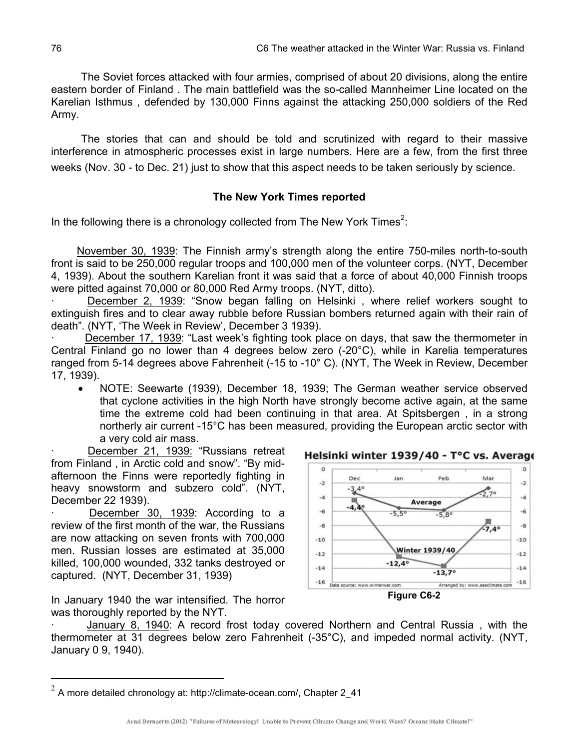The Soviet forces attacked with four armies, comprised of about 20 divisions, along the entire eastern border of Finland . The main battlefield was the so-called Mannheimer Line located on the Karelian Isthmus , defended by 130,000 Finns against the attacking 250,000 soldiers of the Red Army.

The stories that can and should be told and scrutinized with regard to their massive interference in atmospheric processes exist in large numbers. Here are a few, from the first three weeks (Nov. 30 - to Dec. 21) just to show that this aspect needs to be taken seriously by science.

**The New York Times reported**

In the following there is a chronology collected from The New York Times[2]:

November 30, 1939: The Finnish army's strength along the entire 750-miles north-to-south front is said to be 250,000 regular troops and 100,000 men of the volunteer corps. (NYT, December 4, 1939). About the southern Karelian front it was said that a force of about 40,000 Finnish troops were pitted against 70,000 or 80,000 Red Army troops. (NYT, ditto).

· December 2, 1939: "Snow began falling on Helsinki , where relief workers sought to extinguish fires and to clear away rubble before Russian bombers returned again with their rain of death". (NYT, 'The Week in Review', December 3 1939).

· December 17, 1939: "Last week's fighting took place on days, that saw the thermometer in Central Finland go no lower than 4 degrees below zero (-20°C), while in Karelia temperatures ranged from 5-14 degrees above Fahrenheit (-15 to -10° C). (NYT, The Week in Review, December 17, 1939).

- NOTE: Seewarte (1939), December 18, 1939; The German weather service observed that cyclone activities in the high North have strongly become active again, at the same time the extreme cold had been continuing in that area. At Spitsbergen , in a strong northerly air current -15°C has been measured, providing the European arctic sector with a very cold air mass.

· December 21, 1939: "Russians retreat from Finland , in Arctic cold and snow". "By mid-afternoon the Finns were reportedly fighting in heavy snowstorm and subzero cold". (NYT, December 22 1939).

· December 30, 1939: According to a review of the first month of the war, the Russians are now attacking on seven fronts with 700,000 men. Russian losses are estimated at 35,000 killed, 100,000 wounded, 332 tanks destroyed or captured. (NYT, December 31, 1939)

**Helsinki winter 1939/40 - T°C vs. Average**

| | Dec | Jan | Feb | Mar |
|---|---|---|---|---|
| Average | -3,4° | -5,5° | -5,8° | -2,7° |
| Winter 1939/40 | -4,4° | -12,4° | -13,7° | -7,4° |

Data source: www.winterwar.com Arranged by: www.seaclimate.com

Figure C6-2

In January 1940 the war intensified. The horror was thoroughly reported by the NYT.

· January 8, 1940: A record frost today covered Northern and Central Russia , with the thermometer at 31 degrees below zero Fahrenheit (-35°C), and impeded normal activity. (NYT, January 0 9, 1940).

[2] A more detailed chronology at: http://climate-ocean.com/, Chapter 2_41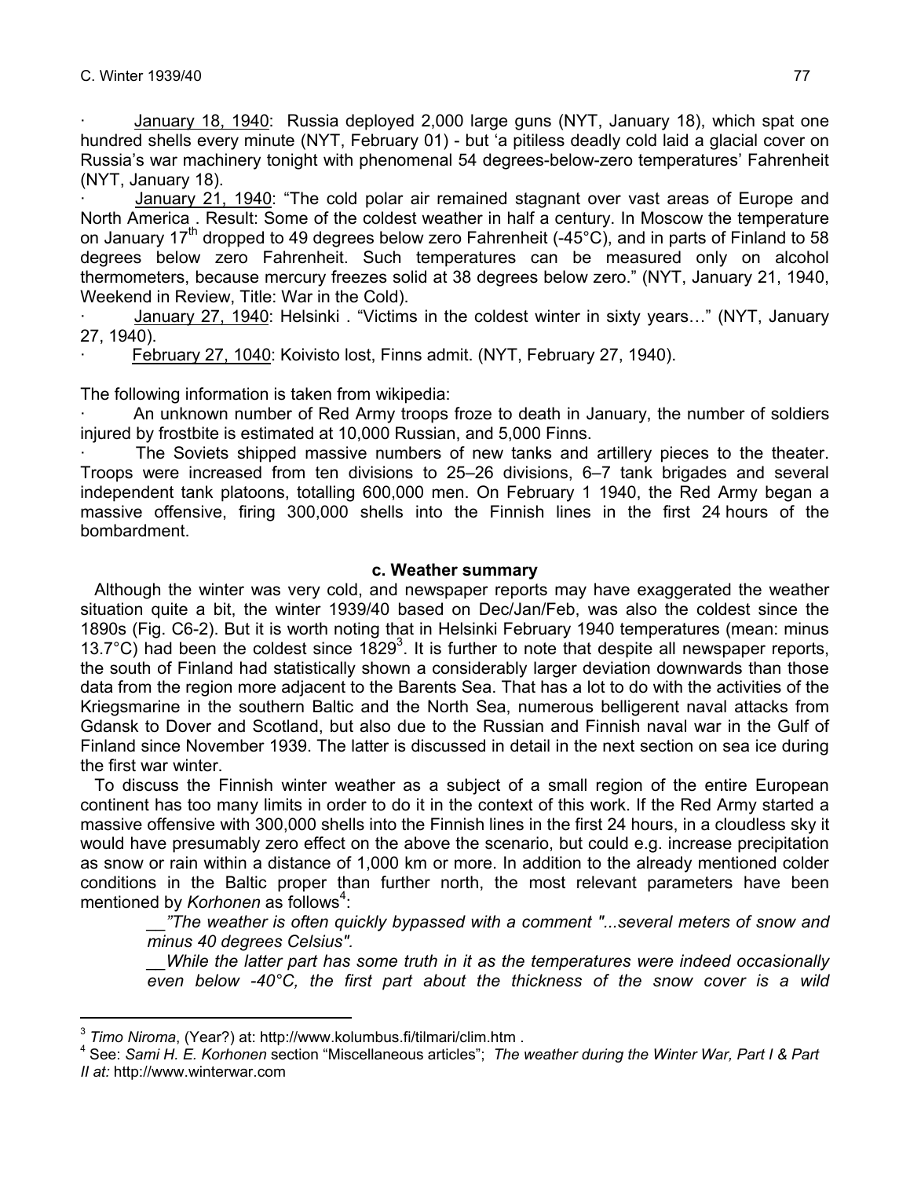· January 18, 1940: Russia deployed 2,000 large guns (NYT, January 18), which spat one hundred shells every minute (NYT, February 01) - but 'a pitiless deadly cold laid a glacial cover on Russia's war machinery tonight with phenomenal 54 degrees-below-zero temperatures' Fahrenheit (NYT, January 18).

· January 21, 1940: "The cold polar air remained stagnant over vast areas of Europe and North America . Result: Some of the coldest weather in half a century. In Moscow the temperature on January 17th dropped to 49 degrees below zero Fahrenheit (-45°C), and in parts of Finland to 58 degrees below zero Fahrenheit. Such temperatures can be measured only on alcohol thermometers, because mercury freezes solid at 38 degrees below zero." (NYT, January 21, 1940, Weekend in Review, Title: War in the Cold).

· January 27, 1940: Helsinki . "Victims in the coldest winter in sixty years…" (NYT, January 27, 1940).

· February 27, 1040: Koivisto lost, Finns admit. (NYT, February 27, 1940).

The following information is taken from wikipedia:

· An unknown number of Red Army troops froze to death in January, the number of soldiers injured by frostbite is estimated at 10,000 Russian, and 5,000 Finns.

· The Soviets shipped massive numbers of new tanks and artillery pieces to the theater. Troops were increased from ten divisions to 25–26 divisions, 6–7 tank brigades and several independent tank platoons, totalling 600,000 men. On February 1 1940, the Red Army began a massive offensive, firing 300,000 shells into the Finnish lines in the first 24 hours of the bombardment.

#### c. Weather summary

Although the winter was very cold, and newspaper reports may have exaggerated the weather situation quite a bit, the winter 1939/40 based on Dec/Jan/Feb, was also the coldest since the 1890s (Fig. C6-2). But it is worth noting that in Helsinki February 1940 temperatures (mean: minus 13.7°C) had been the coldest since 1829[3]. It is further to note that despite all newspaper reports, the south of Finland had statistically shown a considerably larger deviation downwards than those data from the region more adjacent to the Barents Sea. That has a lot to do with the activities of the Kriegsmarine in the southern Baltic and the North Sea, numerous belligerent naval attacks from Gdansk to Dover and Scotland, but also due to the Russian and Finnish naval war in the Gulf of Finland since November 1939. The latter is discussed in detail in the next section on sea ice during the first war winter.

To discuss the Finnish winter weather as a subject of a small region of the entire European continent has too many limits in order to do it in the context of this work. If the Red Army started a massive offensive with 300,000 shells into the Finnish lines in the first 24 hours, in a cloudless sky it would have presumably zero effect on the above the scenario, but could e.g. increase precipitation as snow or rain within a distance of 1,000 km or more. In addition to the already mentioned colder conditions in the Baltic proper than further north, the most relevant parameters have been mentioned by *Korhonen* as follows[4]:

> __*"The weather is often quickly bypassed with a comment "...several meters of snow and minus 40 degrees Celsius".*
>
> __*While the latter part has some truth in it as the temperatures were indeed occasionally even below -40°C, the first part about the thickness of the snow cover is a wild*

---

[3] *Timo Niroma*, (Year?) at: http://www.kolumbus.fi/tilmari/clim.htm .

[4] See: *Sami H. E. Korhonen* section "Miscellaneous articles"; *The weather during the Winter War, Part I & Part II at:* http://www.winterwar.com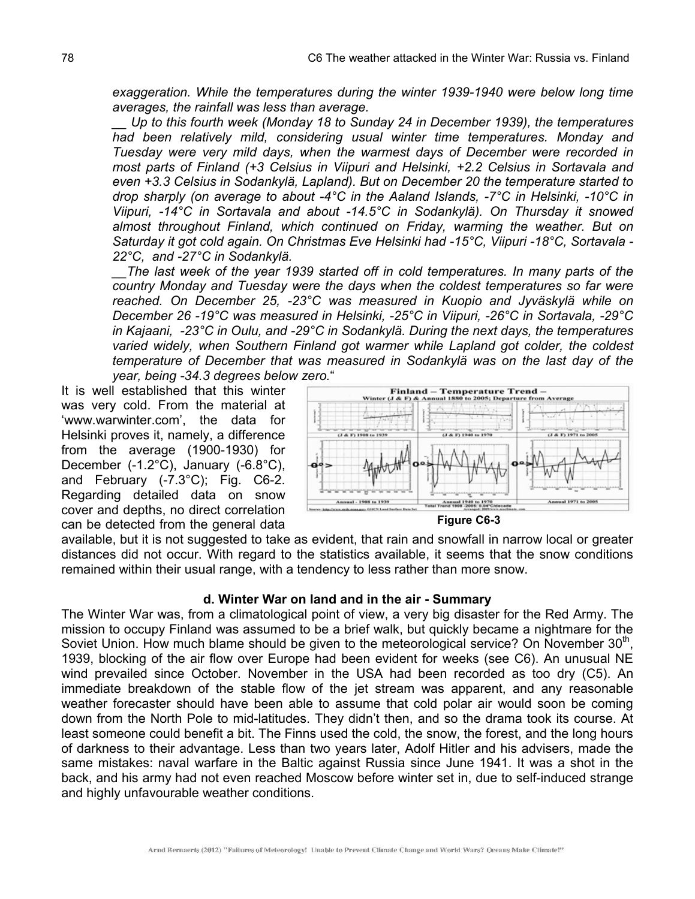*exaggeration. While the temperatures during the winter 1939-1940 were below long time averages, the rainfall was less than average.*

*__ Up to this fourth week (Monday 18 to Sunday 24 in December 1939), the temperatures had been relatively mild, considering usual winter time temperatures. Monday and Tuesday were very mild days, when the warmest days of December were recorded in most parts of Finland (+3 Celsius in Viipuri and Helsinki, +2.2 Celsius in Sortavala and even +3.3 Celsius in Sodankylä, Lapland). But on December 20 the temperature started to drop sharply (on average to about -4°C in the Aaland Islands, -7°C in Helsinki, -10°C in Viipuri, -14°C in Sortavala and about -14.5°C in Sodankylä). On Thursday it snowed almost throughout Finland, which continued on Friday, warming the weather. But on Saturday it got cold again. On Christmas Eve Helsinki had -15°C, Viipuri -18°C, Sortavala -22°C, and -27°C in Sodankylä.*

*__The last week of the year 1939 started off in cold temperatures. In many parts of the country Monday and Tuesday were the days when the coldest temperatures so far were reached. On December 25, -23°C was measured in Kuopio and Jyväskylä while on December 26 -19°C was measured in Helsinki, -25°C in Viipuri, -26°C in Sortavala, -29°C in Kajaani, -23°C in Oulu, and -29°C in Sodankylä. During the next days, the temperatures varied widely, when Southern Finland got warmer while Lapland got colder, the coldest temperature of December that was measured in Sodankylä was on the last day of the year, being -34.3 degrees below zero.*"

It is well established that this winter was very cold. From the material at 'www.warwinter.com', the data for Helsinki proves it, namely, a difference from the average (1900-1930) for December (-1.2°C), January (-6.8°C), and February (-7.3°C); Fig. C6-2. Regarding detailed data on snow cover and depths, no direct correlation can be detected from the general data available, but it is not suggested to take as evident, that rain and snowfall in narrow local or greater distances did not occur. With regard to the statistics available, it seems that the snow conditions remained within their usual range, with a tendency to less rather than more snow.

Finland – Temperature Trend –
Winter (J & F) & Annual 1880 to 2005; Departure from Average
(J & F) 1908 to 1939
(J & F) 1940 to 1970
(J & F) 1971 to 2005
Annual - 1908 to 1939
Annual 1940 to 1970
Annual 1971 to 2005
Total Trend 1908 -2005: 0.04°C/decade

**Figure C6-3**

### d. Winter War on land and in the air - Summary

The Winter War was, from a climatological point of view, a very big disaster for the Red Army. The mission to occupy Finland was assumed to be a brief walk, but quickly became a nightmare for the Soviet Union. How much blame should be given to the meteorological service? On November 30th, 1939, blocking of the air flow over Europe had been evident for weeks (see C6). An unusual NE wind prevailed since October. November in the USA had been recorded as too dry (C5). An immediate breakdown of the stable flow of the jet stream was apparent, and any reasonable weather forecaster should have been able to assume that cold polar air would soon be coming down from the North Pole to mid-latitudes. They didn't then, and so the drama took its course. At least someone could benefit a bit. The Finns used the cold, the snow, the forest, and the long hours of darkness to their advantage. Less than two years later, Adolf Hitler and his advisers, made the same mistakes: naval warfare in the Baltic against Russia since June 1941. It was a shot in the back, and his army had not even reached Moscow before winter set in, due to self-induced strange and highly unfavourable weather conditions.